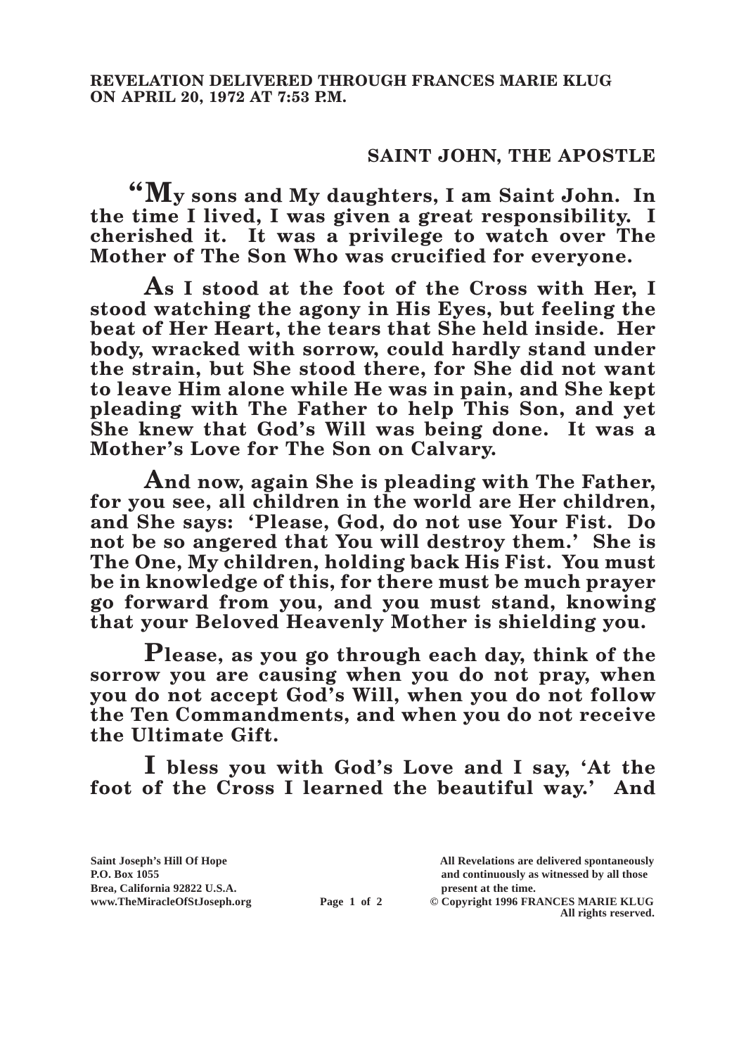**REVELATION DELIVERED THROUGH FRANCES MARIE KLUG ON APRIL 20, 1972 AT 7:53 P.M.**

## SAINT JOHN, THE APOSTLE

**"My sons and My daughters, I am Saint John. In the time I lived, I was given a great responsibility. I cherished it. It was a privilege to watch over The Mother of The Son Who was crucified for everyone.**

**As I stood at the foot of the Cross with Her, I stood watching the agony in His Eyes, but feeling the beat of Her Heart, the tears that She held inside. Her body, wracked with sorrow, could hardly stand under the strain, but She stood there, for She did not want to leave Him alone while He was in pain, and She kept pleading with The Father to help This Son, and yet She knew that God's Will was being done. It was a Mother's Love for The Son on Calvary.**

**And now, again She is pleading with The Father, for you see, all children in the world are Her children, and She says: 'Please, God, do not use Your Fist. Do not be so angered that You will destroy them.' She is The One, My children, holding back His Fist. You must be in knowledge of this, for there must be much prayer go forward from you, and you must stand, knowing that your Beloved Heavenly Mother is shielding you.**

**Please, as you go through each day, think of the sorrow you are causing when you do not pray, when you do not accept God's Will, when you do not follow the Ten Commandments, and when you do not receive the Ultimate Gift.**

**I bless you with God's Love and I say, 'At the foot of the Cross I learned the beautiful way.' And**

Saint Joseph's Hill Of Hope
P.O. Box 1055
Brea, California 92822 U.S.A.
www.TheMiracleOfStJoseph.org

All Revelations are delivered spontaneously and continuously as witnessed by all those present at the time.
© Copyright 1996 FRANCES MARIE KLUG
All rights reserved.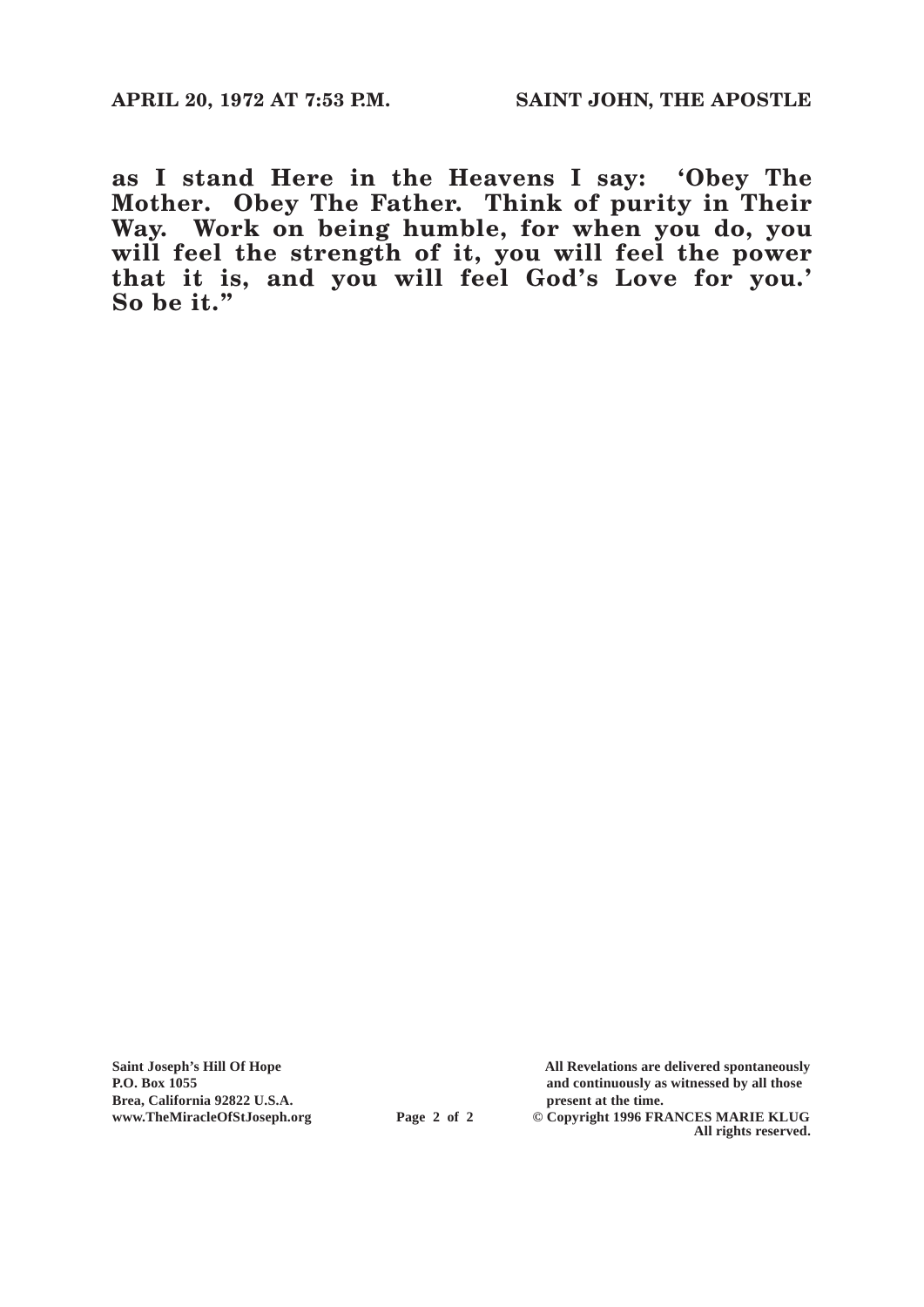**as I stand Here in the Heavens I say: 'Obey The Mother. Obey The Father. Think of purity in Their Way. Work on being humble, for when you do, you will feel the strength of it, you will feel the power that it is, and you will feel God's Love for you.' So be it."**